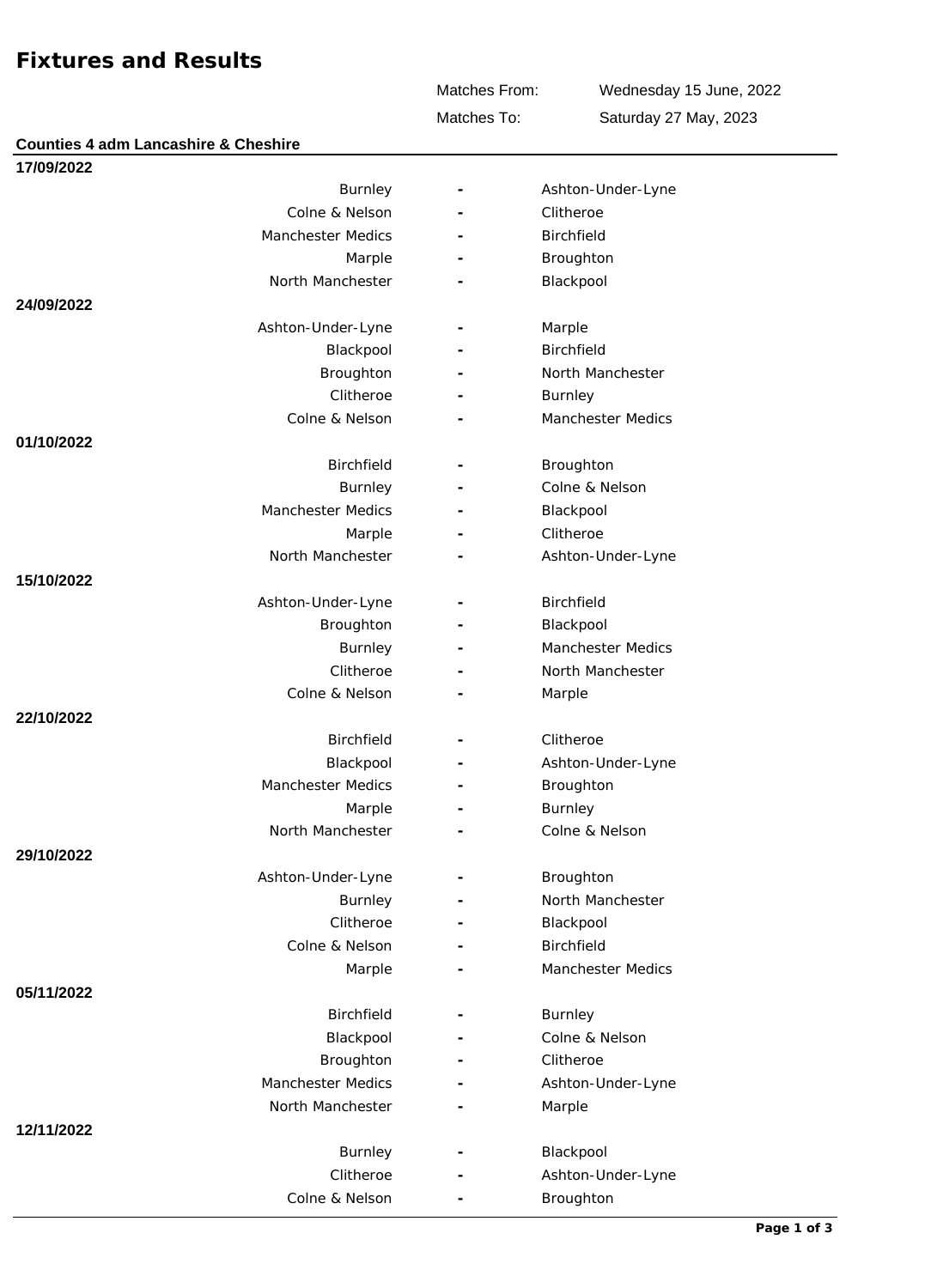# Fixtures and Results

Matches From: Wednesday 15 June, 2022

Matches To: Saturday 27 May, 2023

**Counties 4 adm Lancashire & Cheshire**

**17/09/2022**

| Home | | Away |
|---|---|---|
| Burnley | - | Ashton-Under-Lyne |
| Colne & Nelson | - | Clitheroe |
| Manchester Medics | - | Birchfield |
| Marple | - | Broughton |
| North Manchester | - | Blackpool |

**24/09/2022**

| Home | | Away |
|---|---|---|
| Ashton-Under-Lyne | - | Marple |
| Blackpool | - | Birchfield |
| Broughton | - | North Manchester |
| Clitheroe | - | Burnley |
| Colne & Nelson | - | Manchester Medics |

**01/10/2022**

| Home | | Away |
|---|---|---|
| Birchfield | - | Broughton |
| Burnley | - | Colne & Nelson |
| Manchester Medics | - | Blackpool |
| Marple | - | Clitheroe |
| North Manchester | - | Ashton-Under-Lyne |

**15/10/2022**

| Home | | Away |
|---|---|---|
| Ashton-Under-Lyne | - | Birchfield |
| Broughton | - | Blackpool |
| Burnley | - | Manchester Medics |
| Clitheroe | - | North Manchester |
| Colne & Nelson | - | Marple |

**22/10/2022**

| Home | | Away |
|---|---|---|
| Birchfield | - | Clitheroe |
| Blackpool | - | Ashton-Under-Lyne |
| Manchester Medics | - | Broughton |
| Marple | - | Burnley |
| North Manchester | - | Colne & Nelson |

**29/10/2022**

| Home | | Away |
|---|---|---|
| Ashton-Under-Lyne | - | Broughton |
| Burnley | - | North Manchester |
| Clitheroe | - | Blackpool |
| Colne & Nelson | - | Birchfield |
| Marple | - | Manchester Medics |

**05/11/2022**

| Home | | Away |
|---|---|---|
| Birchfield | - | Burnley |
| Blackpool | - | Colne & Nelson |
| Broughton | - | Clitheroe |
| Manchester Medics | - | Ashton-Under-Lyne |
| North Manchester | - | Marple |

**12/11/2022**

| Home | | Away |
|---|---|---|
| Burnley | - | Blackpool |
| Clitheroe | - | Ashton-Under-Lyne |
| Colne & Nelson | - | Broughton |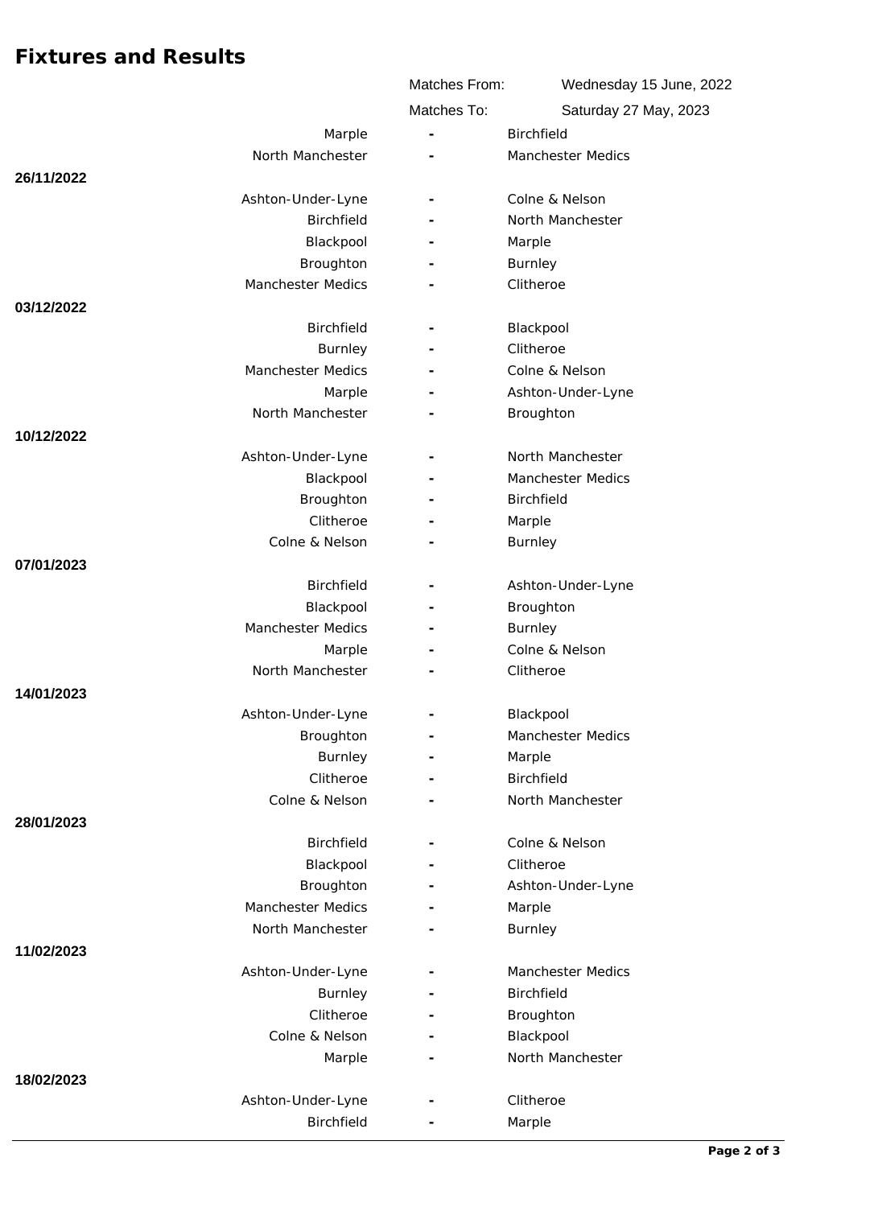## Fixtures and Results

| | |
|---|---|
| Matches From: | Wednesday 15 June, 2022 |
| Matches To: | Saturday 27 May, 2023 |

| Date | Home | | Away |
|---|---|---|---|
| | Marple | - | Birchfield |
| | North Manchester | - | Manchester Medics |
| **26/11/2022** | | | |
| | Ashton-Under-Lyne | - | Colne & Nelson |
| | Birchfield | - | North Manchester |
| | Blackpool | - | Marple |
| | Broughton | - | Burnley |
| | Manchester Medics | - | Clitheroe |
| **03/12/2022** | | | |
| | Birchfield | - | Blackpool |
| | Burnley | - | Clitheroe |
| | Manchester Medics | - | Colne & Nelson |
| | Marple | - | Ashton-Under-Lyne |
| | North Manchester | - | Broughton |
| **10/12/2022** | | | |
| | Ashton-Under-Lyne | - | North Manchester |
| | Blackpool | - | Manchester Medics |
| | Broughton | - | Birchfield |
| | Clitheroe | - | Marple |
| | Colne & Nelson | - | Burnley |
| **07/01/2023** | | | |
| | Birchfield | - | Ashton-Under-Lyne |
| | Blackpool | - | Broughton |
| | Manchester Medics | - | Burnley |
| | Marple | - | Colne & Nelson |
| | North Manchester | - | Clitheroe |
| **14/01/2023** | | | |
| | Ashton-Under-Lyne | - | Blackpool |
| | Broughton | - | Manchester Medics |
| | Burnley | - | Marple |
| | Clitheroe | - | Birchfield |
| | Colne & Nelson | - | North Manchester |
| **28/01/2023** | | | |
| | Birchfield | - | Colne & Nelson |
| | Blackpool | - | Clitheroe |
| | Broughton | - | Ashton-Under-Lyne |
| | Manchester Medics | - | Marple |
| | North Manchester | - | Burnley |
| **11/02/2023** | | | |
| | Ashton-Under-Lyne | - | Manchester Medics |
| | Burnley | - | Birchfield |
| | Clitheroe | - | Broughton |
| | Colne & Nelson | - | Blackpool |
| | Marple | - | North Manchester |
| **18/02/2023** | | | |
| | Ashton-Under-Lyne | - | Clitheroe |
| | Birchfield | - | Marple |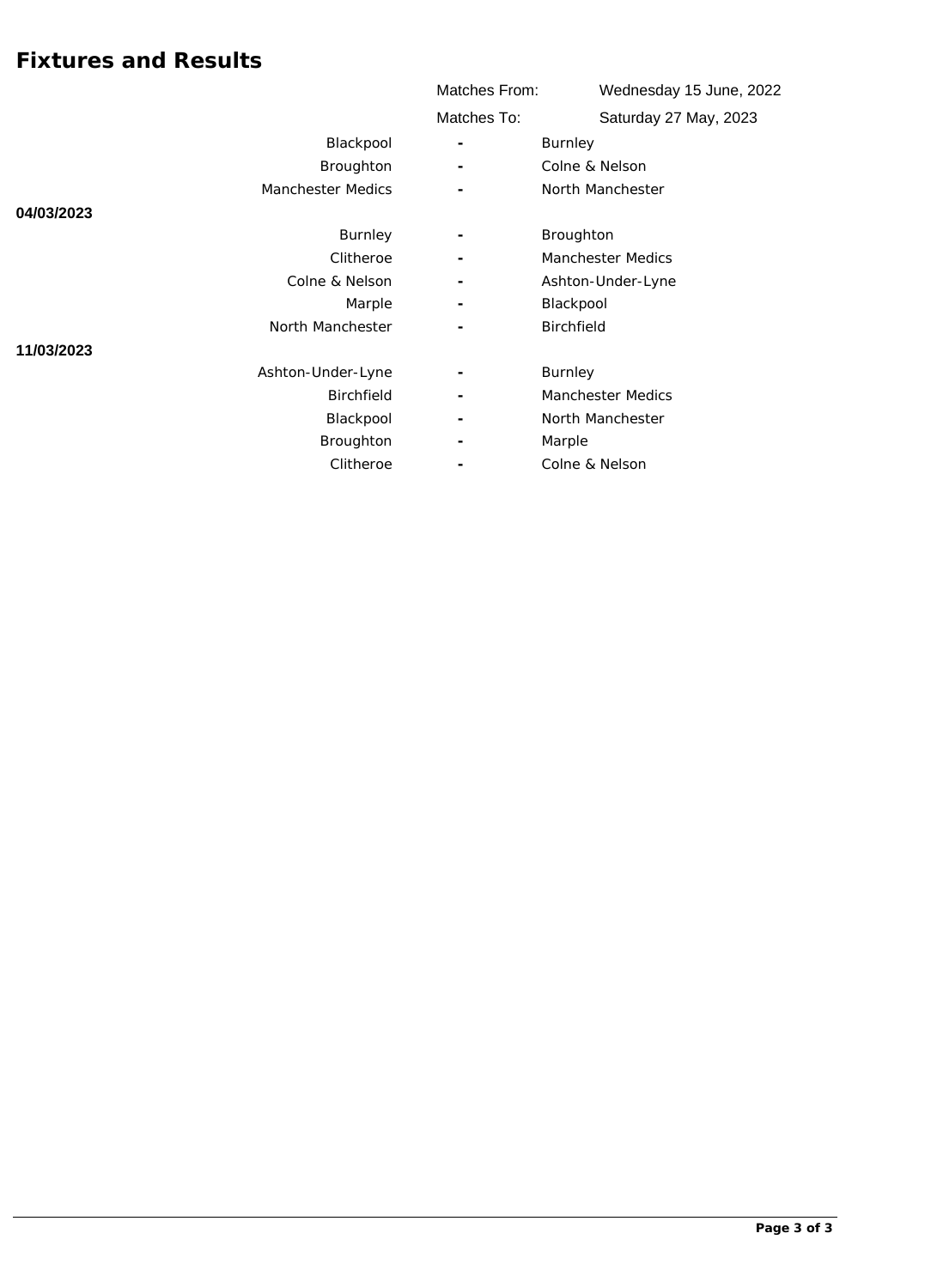# Fixtures and Results

| | | |
|---|---|---|
| Matches From: | Wednesday 15 June, 2022 | |
| Matches To: | Saturday 27 May, 2023 | |

| | | | |
|---|---|---|---|
| | Blackpool | - | Burnley |
| | Broughton | - | Colne & Nelson |
| | Manchester Medics | - | North Manchester |
| **04/03/2023** | | | |
| | Burnley | - | Broughton |
| | Clitheroe | - | Manchester Medics |
| | Colne & Nelson | - | Ashton-Under-Lyne |
| | Marple | - | Blackpool |
| | North Manchester | - | Birchfield |
| **11/03/2023** | | | |
| | Ashton-Under-Lyne | - | Burnley |
| | Birchfield | - | Manchester Medics |
| | Blackpool | - | North Manchester |
| | Broughton | - | Marple |
| | Clitheroe | - | Colne & Nelson |